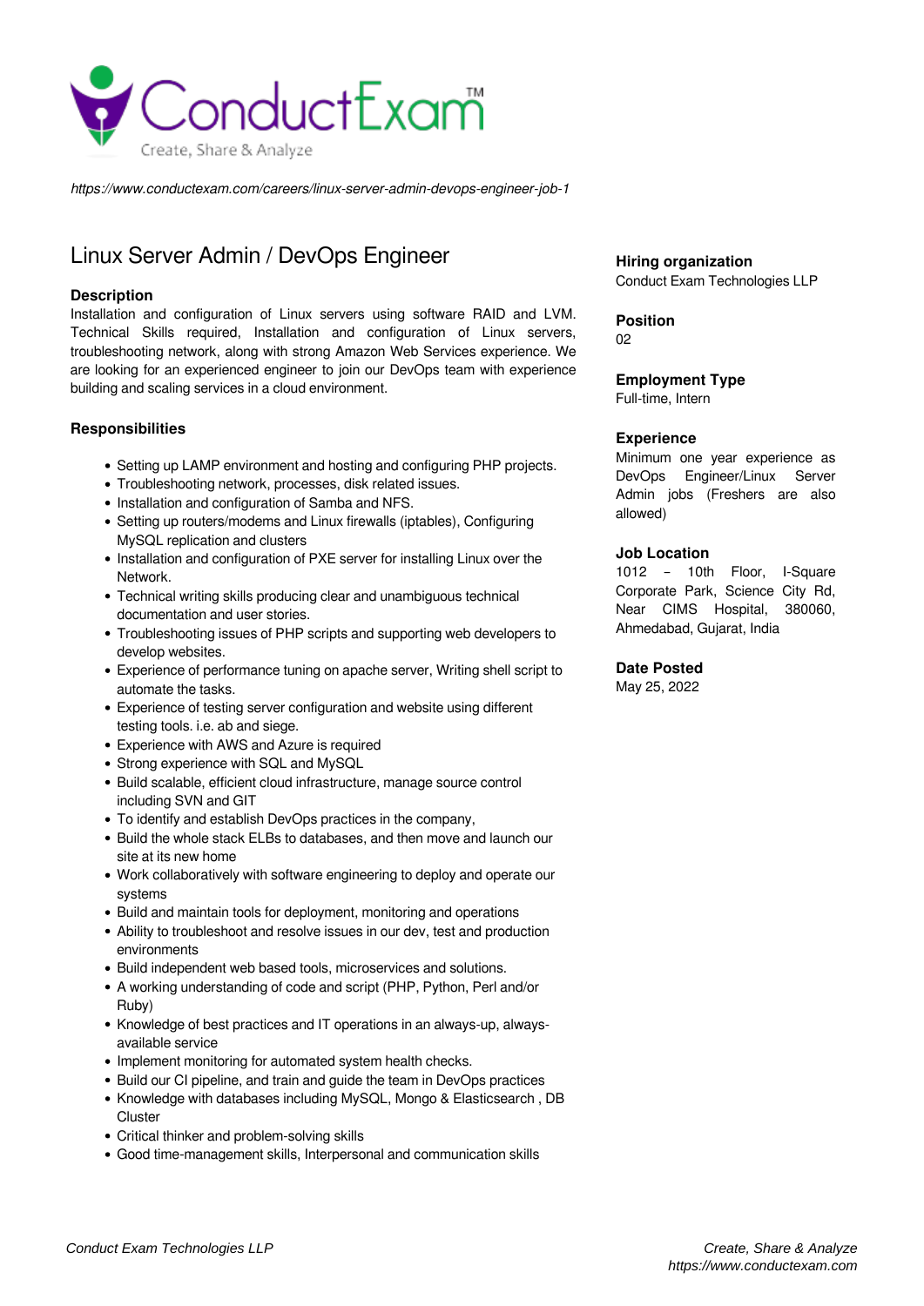ConductExam™

Create, Share & Analyze

*https://www.conductexam.com/careers/linux-server-admin-devops-engineer-job-1*

# Linux Server Admin / DevOps Engineer

### Description

Installation and configuration of Linux servers using software RAID and LVM. Technical Skills required, Installation and configuration of Linux servers, troubleshooting network, along with strong Amazon Web Services experience. We are looking for an experienced engineer to join our DevOps team with experience building and scaling services in a cloud environment.

### Responsibilities

- Setting up LAMP environment and hosting and configuring PHP projects.
- Troubleshooting network, processes, disk related issues.
- Installation and configuration of Samba and NFS.
- Setting up routers/modems and Linux firewalls (iptables), Configuring MySQL replication and clusters
- Installation and configuration of PXE server for installing Linux over the Network.
- Technical writing skills producing clear and unambiguous technical documentation and user stories.
- Troubleshooting issues of PHP scripts and supporting web developers to develop websites.
- Experience of performance tuning on apache server, Writing shell script to automate the tasks.
- Experience of testing server configuration and website using different testing tools. i.e. ab and siege.
- Experience with AWS and Azure is required
- Strong experience with SQL and MySQL
- Build scalable, efficient cloud infrastructure, manage source control including SVN and GIT
- To identify and establish DevOps practices in the company,
- Build the whole stack ELBs to databases, and then move and launch our site at its new home
- Work collaboratively with software engineering to deploy and operate our systems
- Build and maintain tools for deployment, monitoring and operations
- Ability to troubleshoot and resolve issues in our dev, test and production environments
- Build independent web based tools, microservices and solutions.
- A working understanding of code and script (PHP, Python, Perl and/or Ruby)
- Knowledge of best practices and IT operations in an always-up, always-available service
- Implement monitoring for automated system health checks.
- Build our CI pipeline, and train and guide the team in DevOps practices
- Knowledge with databases including MySQL, Mongo & Elasticsearch , DB Cluster
- Critical thinker and problem-solving skills
- Good time-management skills, Interpersonal and communication skills

### Hiring organization

Conduct Exam Technologies LLP

### Position

02

### Employment Type

Full-time, Intern

### Experience

Minimum one year experience as DevOps Engineer/Linux Server Admin jobs (Freshers are also allowed)

### Job Location

1012 – 10th Floor, I-Square Corporate Park, Science City Rd, Near CIMS Hospital, 380060, Ahmedabad, Gujarat, India

### Date Posted

May 25, 2022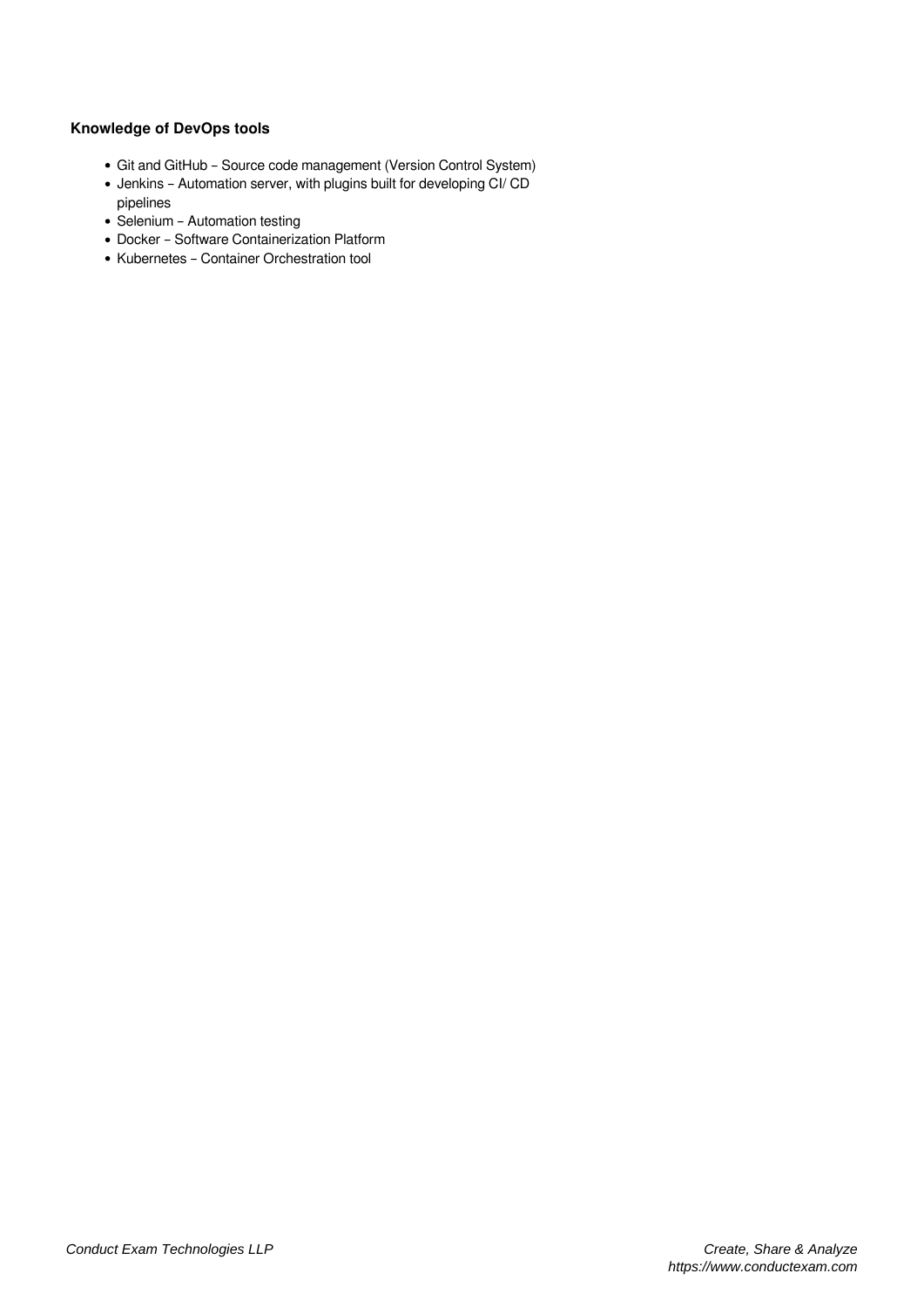**Knowledge of DevOps tools**

- Git and GitHub – Source code management (Version Control System)
- Jenkins – Automation server, with plugins built for developing CI/ CD pipelines
- Selenium – Automation testing
- Docker – Software Containerization Platform
- Kubernetes – Container Orchestration tool